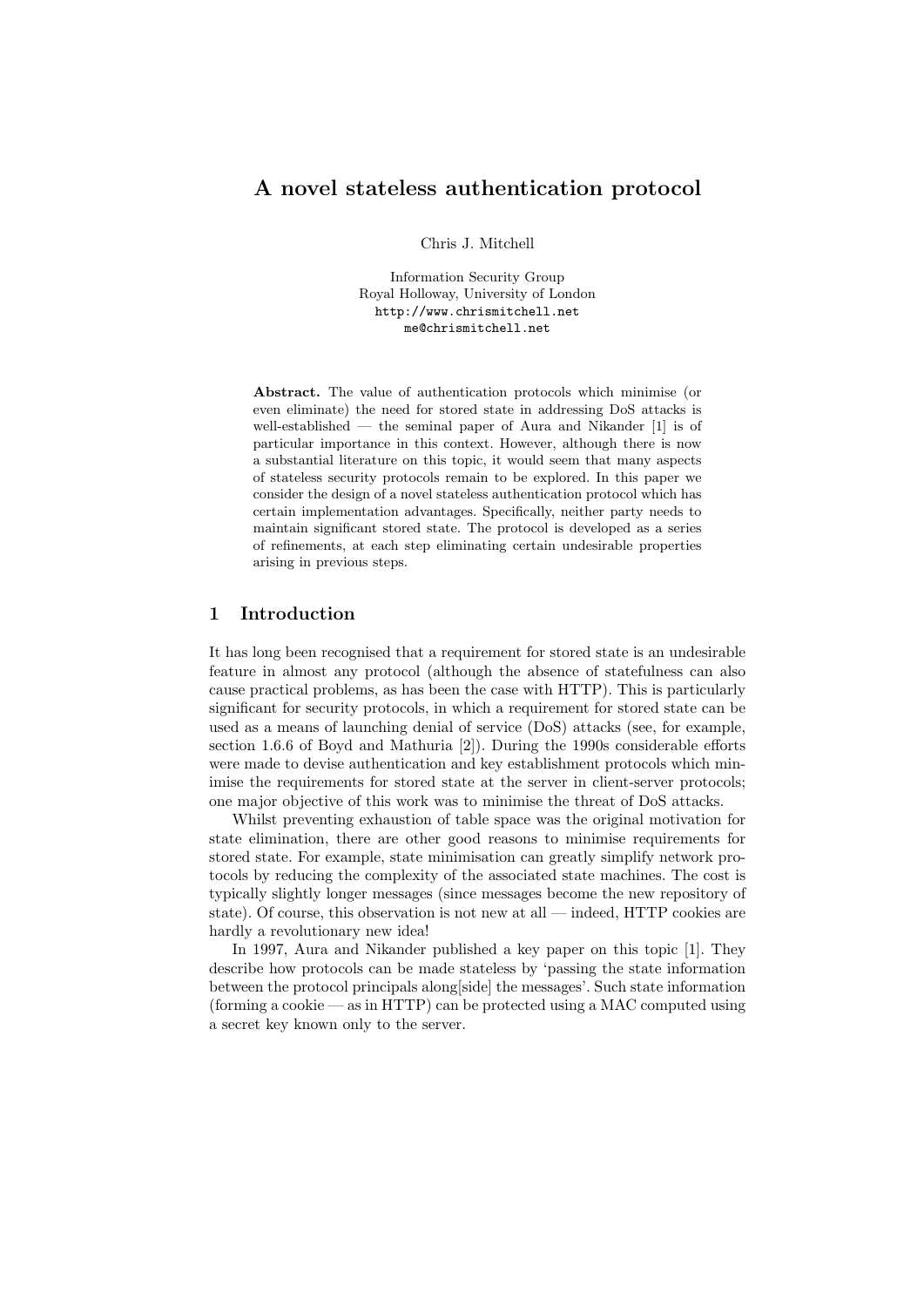# A novel stateless authentication protocol

Chris J. Mitchell

Information Security Group
Royal Holloway, University of London
http://www.chrismitchell.net
me@chrismitchell.net

**Abstract.** The value of authentication protocols which minimise (or even eliminate) the need for stored state in addressing DoS attacks is well-established — the seminal paper of Aura and Nikander [1] is of particular importance in this context. However, although there is now a substantial literature on this topic, it would seem that many aspects of stateless security protocols remain to be explored. In this paper we consider the design of a novel stateless authentication protocol which has certain implementation advantages. Specifically, neither party needs to maintain significant stored state. The protocol is developed as a series of refinements, at each step eliminating certain undesirable properties arising in previous steps.

## 1 Introduction

It has long been recognised that a requirement for stored state is an undesirable feature in almost any protocol (although the absence of statefulness can also cause practical problems, as has been the case with HTTP). This is particularly significant for security protocols, in which a requirement for stored state can be used as a means of launching denial of service (DoS) attacks (see, for example, section 1.6.6 of Boyd and Mathuria [2]). During the 1990s considerable efforts were made to devise authentication and key establishment protocols which minimise the requirements for stored state at the server in client-server protocols; one major objective of this work was to minimise the threat of DoS attacks.

Whilst preventing exhaustion of table space was the original motivation for state elimination, there are other good reasons to minimise requirements for stored state. For example, state minimisation can greatly simplify network protocols by reducing the complexity of the associated state machines. The cost is typically slightly longer messages (since messages become the new repository of state). Of course, this observation is not new at all — indeed, HTTP cookies are hardly a revolutionary new idea!

In 1997, Aura and Nikander published a key paper on this topic [1]. They describe how protocols can be made stateless by 'passing the state information between the protocol principals along[side] the messages'. Such state information (forming a cookie — as in HTTP) can be protected using a MAC computed using a secret key known only to the server.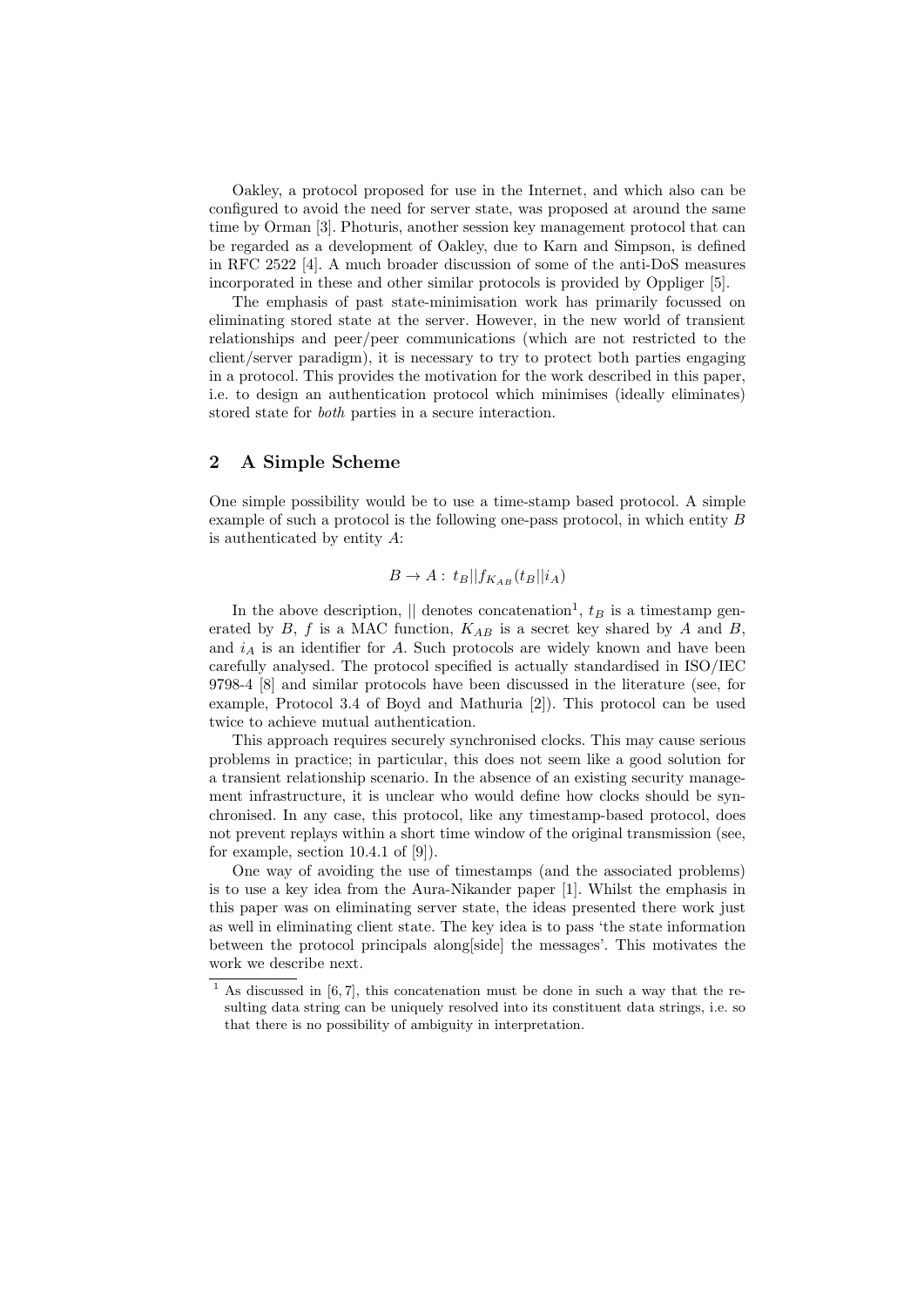Oakley, a protocol proposed for use in the Internet, and which also can be configured to avoid the need for server state, was proposed at around the same time by Orman [3]. Photuris, another session key management protocol that can be regarded as a development of Oakley, due to Karn and Simpson, is defined in RFC 2522 [4]. A much broader discussion of some of the anti-DoS measures incorporated in these and other similar protocols is provided by Oppliger [5].

The emphasis of past state-minimisation work has primarily focussed on eliminating stored state at the server. However, in the new world of transient relationships and peer/peer communications (which are not restricted to the client/server paradigm), it is necessary to try to protect both parties engaging in a protocol. This provides the motivation for the work described in this paper, i.e. to design an authentication protocol which minimises (ideally eliminates) stored state for *both* parties in a secure interaction.

## 2 A Simple Scheme

One simple possibility would be to use a time-stamp based protocol. A simple example of such a protocol is the following one-pass protocol, in which entity $B$ is authenticated by entity $A$:

$$B \to A: \; t_B || f_{K_{AB}}(t_B || i_A)$$

In the above description, $||$ denotes concatenation[1], $t_B$ is a timestamp generated by $B$, $f$ is a MAC function, $K_{AB}$ is a secret key shared by $A$ and $B$, and $i_A$ is an identifier for $A$. Such protocols are widely known and have been carefully analysed. The protocol specified is actually standardised in ISO/IEC 9798-4 [8] and similar protocols have been discussed in the literature (see, for example, Protocol 3.4 of Boyd and Mathuria [2]). This protocol can be used twice to achieve mutual authentication.

This approach requires securely synchronised clocks. This may cause serious problems in practice; in particular, this does not seem like a good solution for a transient relationship scenario. In the absence of an existing security management infrastructure, it is unclear who would define how clocks should be synchronised. In any case, this protocol, like any timestamp-based protocol, does not prevent replays within a short time window of the original transmission (see, for example, section 10.4.1 of [9]).

One way of avoiding the use of timestamps (and the associated problems) is to use a key idea from the Aura-Nikander paper [1]. Whilst the emphasis in this paper was on eliminating server state, the ideas presented there work just as well in eliminating client state. The key idea is to pass 'the state information between the protocol principals along[side] the messages'. This motivates the work we describe next.

[1] As discussed in [6, 7], this concatenation must be done in such a way that the resulting data string can be uniquely resolved into its constituent data strings, i.e. so that there is no possibility of ambiguity in interpretation.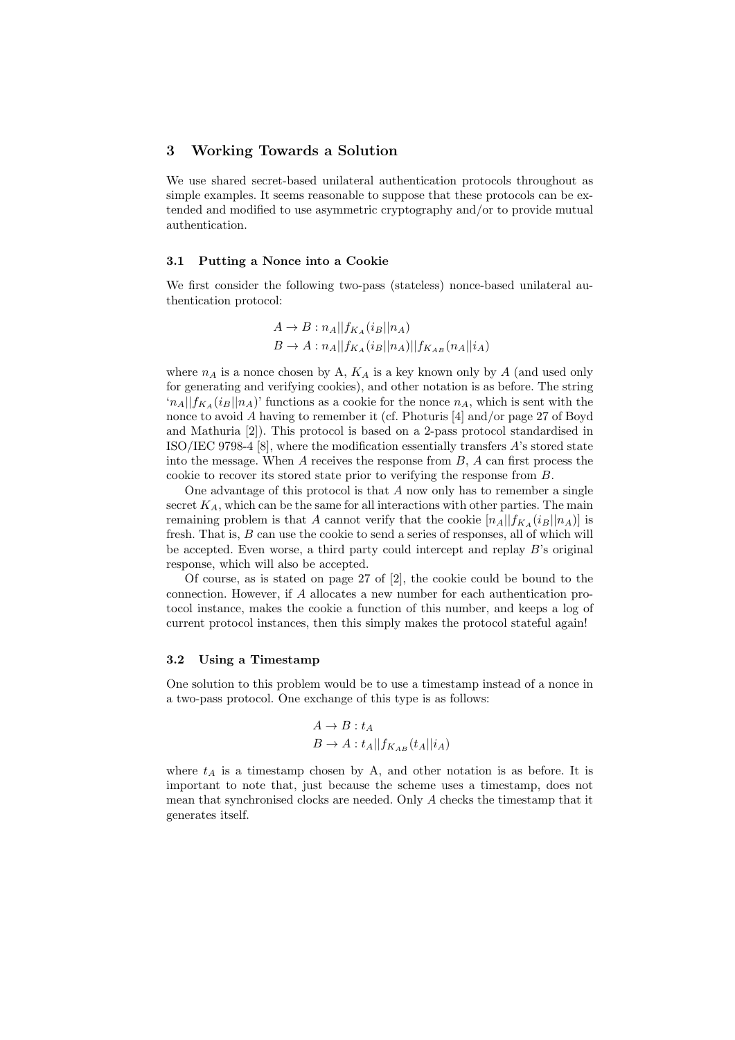## 3 Working Towards a Solution

We use shared secret-based unilateral authentication protocols throughout as simple examples. It seems reasonable to suppose that these protocols can be extended and modified to use asymmetric cryptography and/or to provide mutual authentication.

### 3.1 Putting a Nonce into a Cookie

We first consider the following two-pass (stateless) nonce-based unilateral authentication protocol:

$$A \to B : n_A || f_{K_A}(i_B || n_A)$$
$$B \to A : n_A || f_{K_A}(i_B || n_A) || f_{K_{AB}}(n_A || i_A)$$

where $n_A$ is a nonce chosen by A, $K_A$ is a key known only by $A$ (and used only for generating and verifying cookies), and other notation is as before. The string '$n_A || f_{K_A}(i_B || n_A)$' functions as a cookie for the nonce $n_A$, which is sent with the nonce to avoid $A$ having to remember it (cf. Photuris [4] and/or page 27 of Boyd and Mathuria [2]). This protocol is based on a 2-pass protocol standardised in ISO/IEC 9798-4 [8], where the modification essentially transfers $A$'s stored state into the message. When $A$ receives the response from $B$, $A$ can first process the cookie to recover its stored state prior to verifying the response from $B$.

One advantage of this protocol is that $A$ now only has to remember a single secret $K_A$, which can be the same for all interactions with other parties. The main remaining problem is that $A$ cannot verify that the cookie $[n_A || f_{K_A}(i_B || n_A)]$ is fresh. That is, $B$ can use the cookie to send a series of responses, all of which will be accepted. Even worse, a third party could intercept and replay $B$'s original response, which will also be accepted.

Of course, as is stated on page 27 of [2], the cookie could be bound to the connection. However, if $A$ allocates a new number for each authentication protocol instance, makes the cookie a function of this number, and keeps a log of current protocol instances, then this simply makes the protocol stateful again!

### 3.2 Using a Timestamp

One solution to this problem would be to use a timestamp instead of a nonce in a two-pass protocol. One exchange of this type is as follows:

$$A \to B : t_A$$
$$B \to A : t_A || f_{K_{AB}}(t_A || i_A)$$

where $t_A$ is a timestamp chosen by A, and other notation is as before. It is important to note that, just because the scheme uses a timestamp, does not mean that synchronised clocks are needed. Only $A$ checks the timestamp that it generates itself.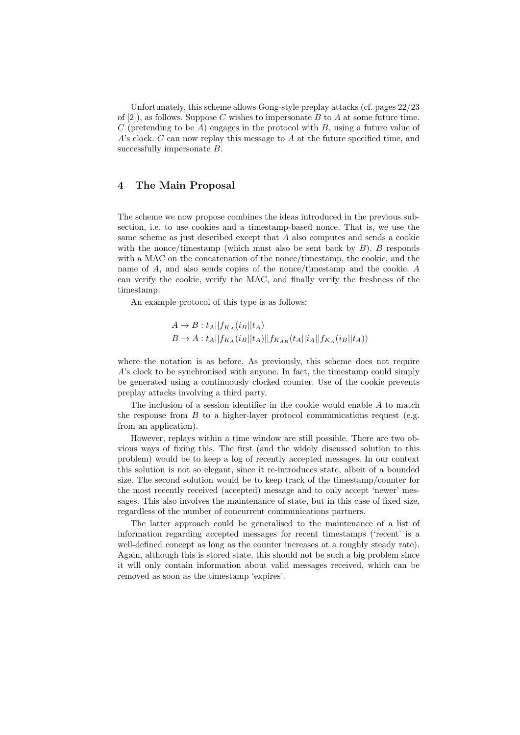Unfortunately, this scheme allows Gong-style preplay attacks (cf. pages 22/23 of [2]), as follows. Suppose $C$ wishes to impersonate $B$ to $A$ at some future time. $C$ (pretending to be $A$) engages in the protocol with $B$, using a future value of $A$'s clock. $C$ can now replay this message to $A$ at the future specified time, and successfully impersonate $B$.

## 4 The Main Proposal

The scheme we now propose combines the ideas introduced in the previous subsection, i.e. to use cookies and a timestamp-based nonce. That is, we use the same scheme as just described except that $A$ also computes and sends a cookie with the nonce/timestamp (which must also be sent back by $B$). $B$ responds with a MAC on the concatenation of the nonce/timestamp, the cookie, and the name of $A$, and also sends copies of the nonce/timestamp and the cookie. $A$ can verify the cookie, verify the MAC, and finally verify the freshness of the timestamp.

An example protocol of this type is as follows:

$$A \to B : t_A || f_{K_A}(i_B || t_A)$$
$$B \to A : t_A || f_{K_A}(i_B || t_A) || f_{K_{AB}}(t_A || i_A || f_{K_A}(i_B || t_A))$$

where the notation is as before. As previously, this scheme does not require $A$'s clock to be synchronised with anyone. In fact, the timestamp could simply be generated using a continuously clocked counter. Use of the cookie prevents preplay attacks involving a third party.

The inclusion of a session identifier in the cookie would enable $A$ to match the response from $B$ to a higher-layer protocol communications request (e.g. from an application).

However, replays within a time window are still possible. There are two obvious ways of fixing this. The first (and the widely discussed solution to this problem) would be to keep a log of recently accepted messages. In our context this solution is not so elegant, since it re-introduces state, albeit of a bounded size. The second solution would be to keep track of the timestamp/counter for the most recently received (accepted) message and to only accept 'newer' messages. This also involves the maintenance of state, but in this case of fixed size, regardless of the number of concurrent communications partners.

The latter approach could be generalised to the maintenance of a list of information regarding accepted messages for recent timestamps ('recent' is a well-defined concept as long as the counter increases at a roughly steady rate). Again, although this is stored state, this should not be such a big problem since it will only contain information about valid messages received, which can be removed as soon as the timestamp 'expires'.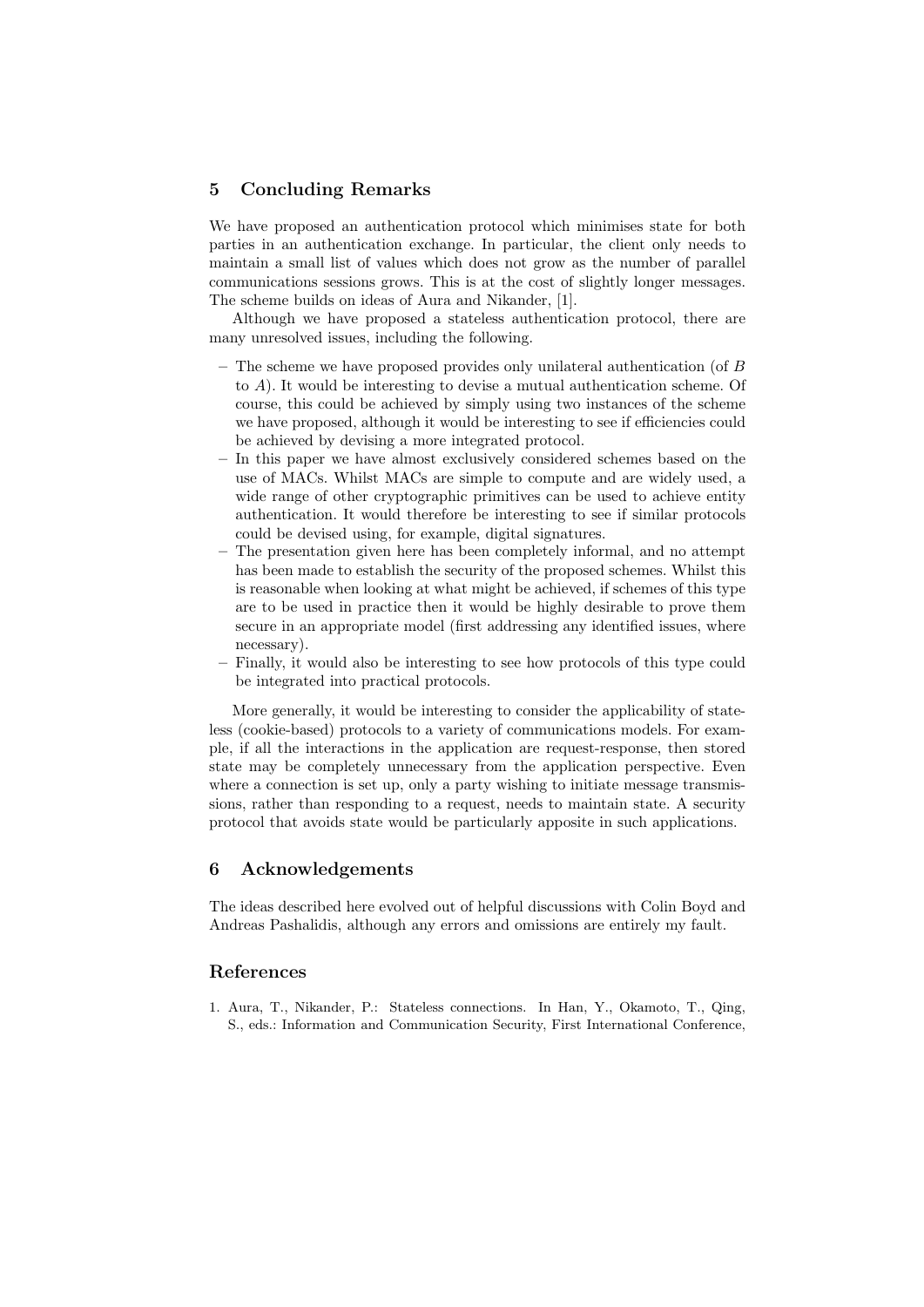## 5 Concluding Remarks

We have proposed an authentication protocol which minimises state for both parties in an authentication exchange. In particular, the client only needs to maintain a small list of values which does not grow as the number of parallel communications sessions grows. This is at the cost of slightly longer messages. The scheme builds on ideas of Aura and Nikander, [1].

Although we have proposed a stateless authentication protocol, there are many unresolved issues, including the following.

- The scheme we have proposed provides only unilateral authentication (of $B$ to $A$). It would be interesting to devise a mutual authentication scheme. Of course, this could be achieved by simply using two instances of the scheme we have proposed, although it would be interesting to see if efficiencies could be achieved by devising a more integrated protocol.
- In this paper we have almost exclusively considered schemes based on the use of MACs. Whilst MACs are simple to compute and are widely used, a wide range of other cryptographic primitives can be used to achieve entity authentication. It would therefore be interesting to see if similar protocols could be devised using, for example, digital signatures.
- The presentation given here has been completely informal, and no attempt has been made to establish the security of the proposed schemes. Whilst this is reasonable when looking at what might be achieved, if schemes of this type are to be used in practice then it would be highly desirable to prove them secure in an appropriate model (first addressing any identified issues, where necessary).
- Finally, it would also be interesting to see how protocols of this type could be integrated into practical protocols.

More generally, it would be interesting to consider the applicability of stateless (cookie-based) protocols to a variety of communications models. For example, if all the interactions in the application are request-response, then stored state may be completely unnecessary from the application perspective. Even where a connection is set up, only a party wishing to initiate message transmissions, rather than responding to a request, needs to maintain state. A security protocol that avoids state would be particularly apposite in such applications.

## 6 Acknowledgements

The ideas described here evolved out of helpful discussions with Colin Boyd and Andreas Pashalidis, although any errors and omissions are entirely my fault.

## References

1. Aura, T., Nikander, P.: Stateless connections. In Han, Y., Okamoto, T., Qing, S., eds.: Information and Communication Security, First International Conference,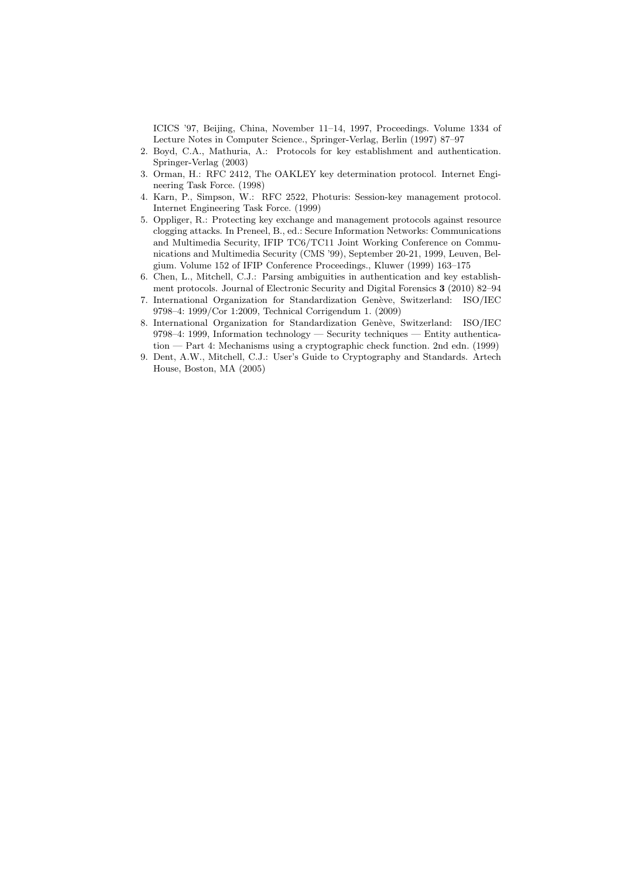ICICS '97, Beijing, China, November 11–14, 1997, Proceedings. Volume 1334 of Lecture Notes in Computer Science., Springer-Verlag, Berlin (1997) 87–97

2. Boyd, C.A., Mathuria, A.: Protocols for key establishment and authentication. Springer-Verlag (2003)
3. Orman, H.: RFC 2412, The OAKLEY key determination protocol. Internet Engineering Task Force. (1998)
4. Karn, P., Simpson, W.: RFC 2522, Photuris: Session-key management protocol. Internet Engineering Task Force. (1999)
5. Oppliger, R.: Protecting key exchange and management protocols against resource clogging attacks. In Preneel, B., ed.: Secure Information Networks: Communications and Multimedia Security, IFIP TC6/TC11 Joint Working Conference on Communications and Multimedia Security (CMS '99), September 20-21, 1999, Leuven, Belgium. Volume 152 of IFIP Conference Proceedings., Kluwer (1999) 163–175
6. Chen, L., Mitchell, C.J.: Parsing ambiguities in authentication and key establishment protocols. Journal of Electronic Security and Digital Forensics **3** (2010) 82–94
7. International Organization for Standardization Genève, Switzerland: ISO/IEC 9798–4: 1999/Cor 1:2009, Technical Corrigendum 1. (2009)
8. International Organization for Standardization Genève, Switzerland: ISO/IEC 9798–4: 1999, Information technology — Security techniques — Entity authentication — Part 4: Mechanisms using a cryptographic check function. 2nd edn. (1999)
9. Dent, A.W., Mitchell, C.J.: User's Guide to Cryptography and Standards. Artech House, Boston, MA (2005)